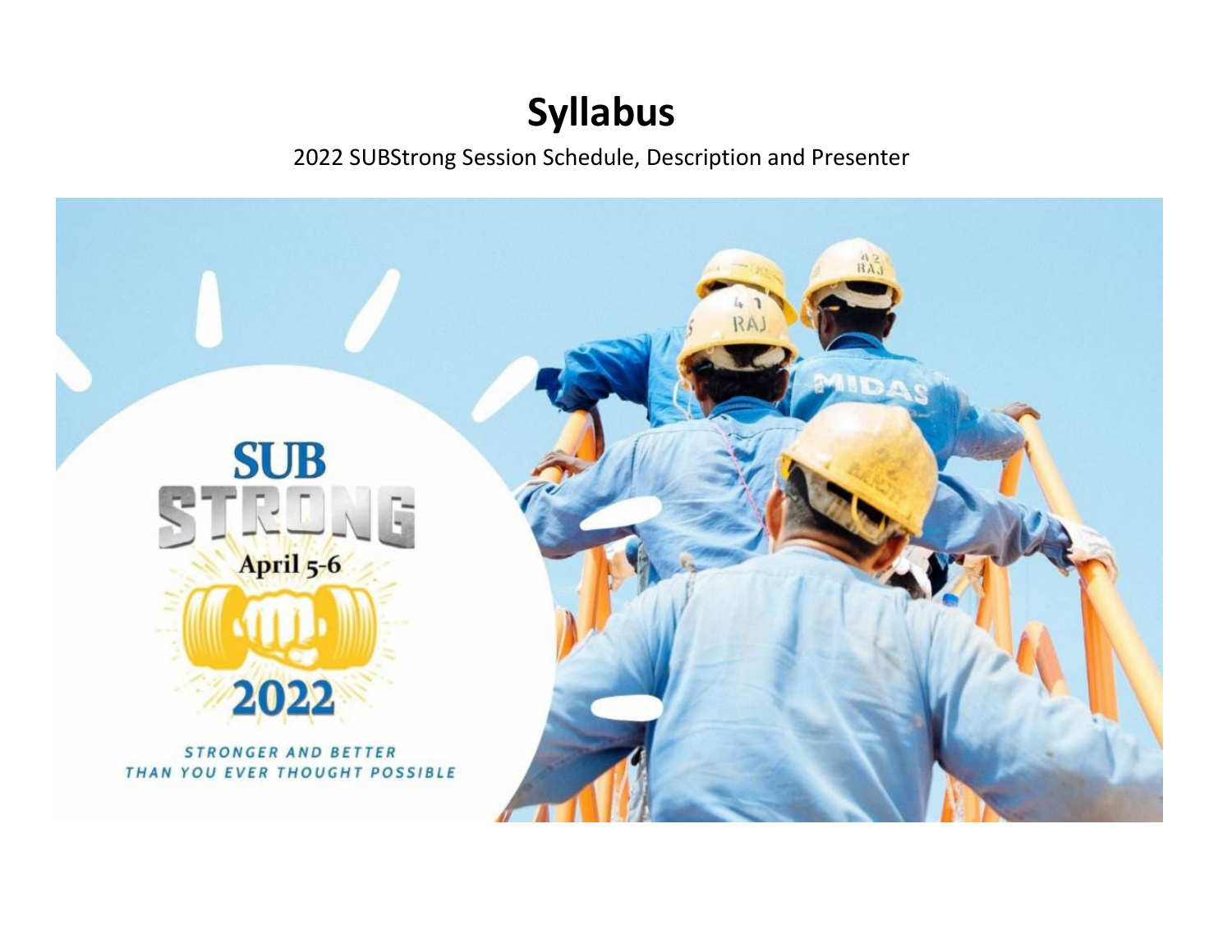# Syllabus

2022 SUBStrong Session Schedule, Description and Presenter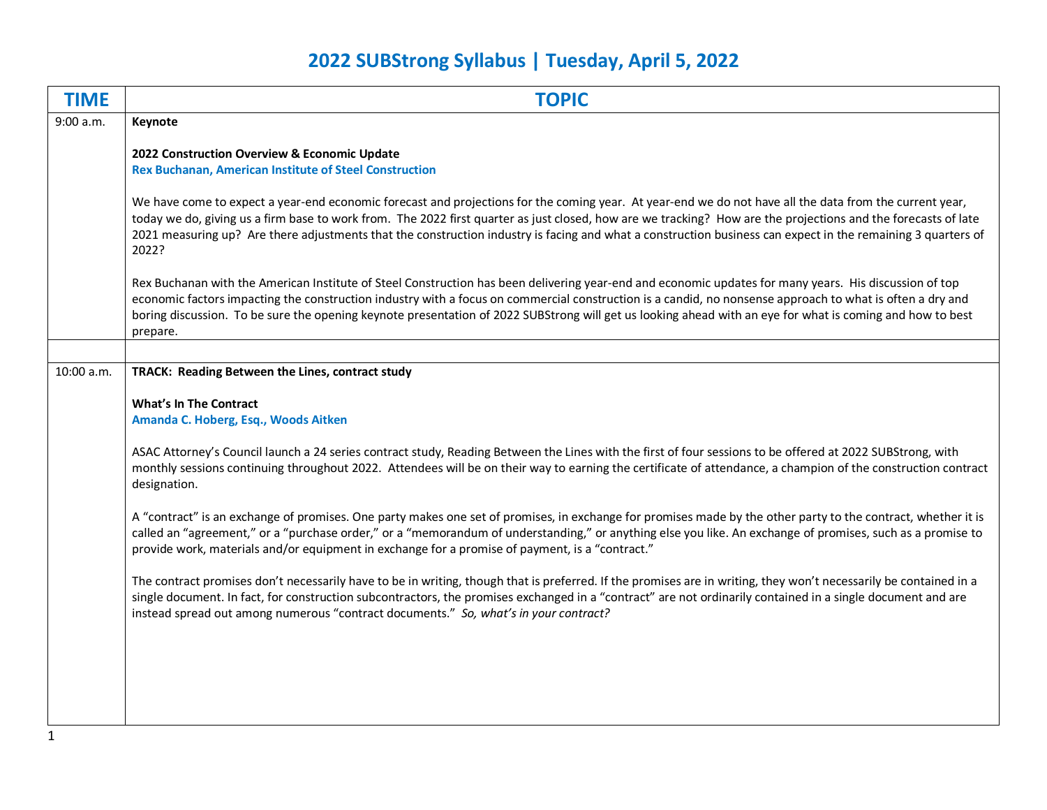# 2022 SUBStrong Syllabus | Tuesday, April 5, 2022

| TIME | TOPIC |
|---|---|
| 9:00 a.m. | **Keynote**<br><br>**2022 Construction Overview & Economic Update**<br>**Rex Buchanan, American Institute of Steel Construction**<br><br>We have come to expect a year-end economic forecast and projections for the coming year. At year-end we do not have all the data from the current year, today we do, giving us a firm base to work from. The 2022 first quarter as just closed, how are we tracking? How are the projections and the forecasts of late 2021 measuring up? Are there adjustments that the construction industry is facing and what a construction business can expect in the remaining 3 quarters of 2022?<br><br>Rex Buchanan with the American Institute of Steel Construction has been delivering year-end and economic updates for many years. His discussion of top economic factors impacting the construction industry with a focus on commercial construction is a candid, no nonsense approach to what is often a dry and boring discussion. To be sure the opening keynote presentation of 2022 SUBStrong will get us looking ahead with an eye for what is coming and how to best prepare. |
| | |
| 10:00 a.m. | **TRACK: Reading Between the Lines, contract study**<br><br>**What's In The Contract**<br>**Amanda C. Hoberg, Esq., Woods Aitken**<br><br>ASAC Attorney's Council launch a 24 series contract study, Reading Between the Lines with the first of four sessions to be offered at 2022 SUBStrong, with monthly sessions continuing throughout 2022. Attendees will be on their way to earning the certificate of attendance, a champion of the construction contract designation.<br><br>A "contract" is an exchange of promises. One party makes one set of promises, in exchange for promises made by the other party to the contract, whether it is called an "agreement," or a "purchase order," or a "memorandum of understanding," or anything else you like. An exchange of promises, such as a promise to provide work, materials and/or equipment in exchange for a promise of payment, is a "contract."<br><br>The contract promises don't necessarily have to be in writing, though that is preferred. If the promises are in writing, they won't necessarily be contained in a single document. In fact, for construction subcontractors, the promises exchanged in a "contract" are not ordinarily contained in a single document and are instead spread out among numerous "contract documents." *So, what's in your contract?* |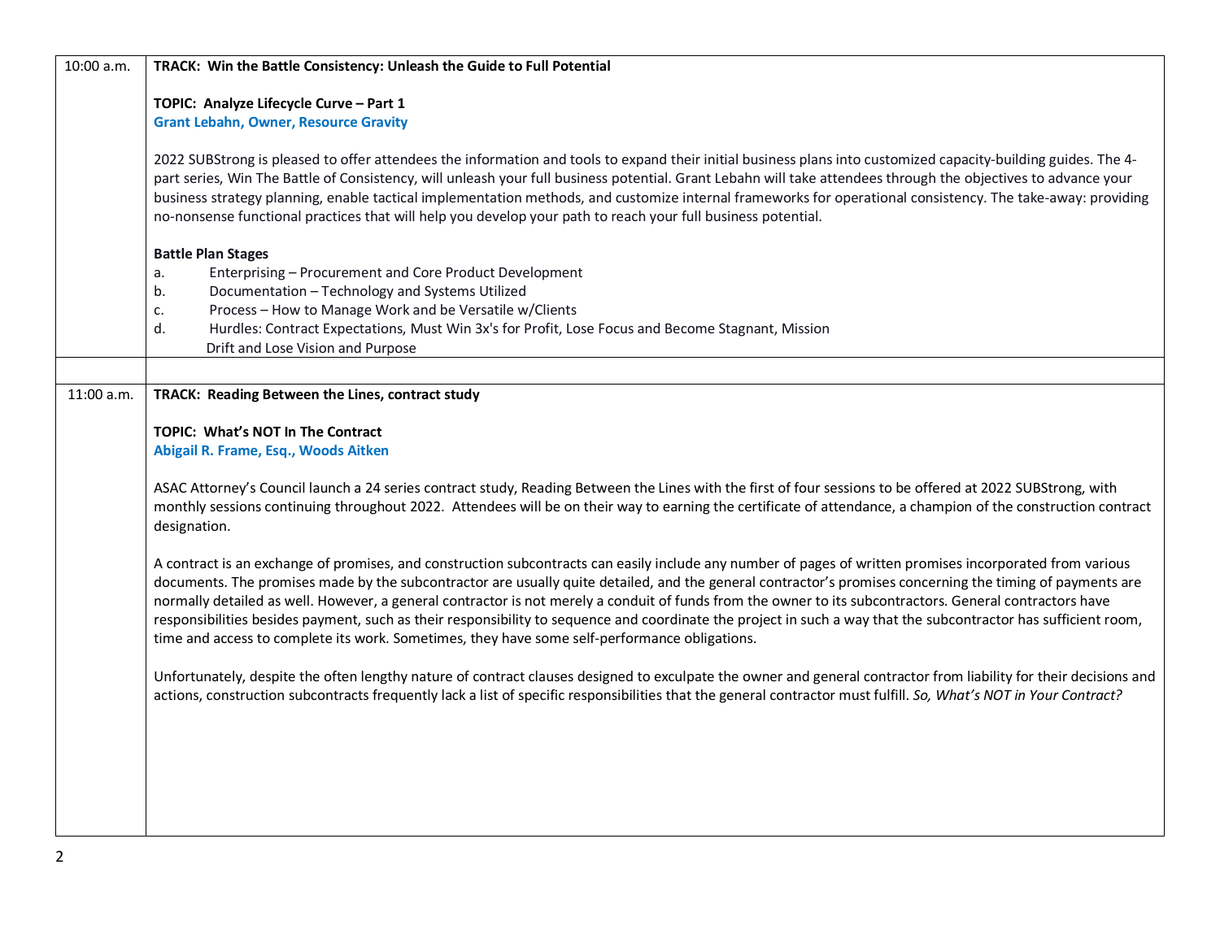| | |
|---|---|
| 10:00 a.m. | **TRACK: Win the Battle Consistency: Unleash the Guide to Full Potential**<br><br>**TOPIC: Analyze Lifecycle Curve – Part 1**<br>**Grant Lebahn, Owner, Resource Gravity**<br><br>2022 SUBStrong is pleased to offer attendees the information and tools to expand their initial business plans into customized capacity-building guides. The 4-part series, Win The Battle of Consistency, will unleash your full business potential. Grant Lebahn will take attendees through the objectives to advance your business strategy planning, enable tactical implementation methods, and customize internal frameworks for operational consistency. The take-away: providing no-nonsense functional practices that will help you develop your path to reach your full business potential.<br><br>**Battle Plan Stages**<br>a. Enterprising – Procurement and Core Product Development<br>b. Documentation – Technology and Systems Utilized<br>c. Process – How to Manage Work and be Versatile w/Clients<br>d. Hurdles: Contract Expectations, Must Win 3x's for Profit, Lose Focus and Become Stagnant, Mission Drift and Lose Vision and Purpose |
| | |
| 11:00 a.m. | **TRACK: Reading Between the Lines, contract study**<br><br>**TOPIC: What's NOT In The Contract**<br>**Abigail R. Frame, Esq., Woods Aitken**<br><br>ASAC Attorney's Council launch a 24 series contract study, Reading Between the Lines with the first of four sessions to be offered at 2022 SUBStrong, with monthly sessions continuing throughout 2022. Attendees will be on their way to earning the certificate of attendance, a champion of the construction contract designation.<br><br>A contract is an exchange of promises, and construction subcontracts can easily include any number of pages of written promises incorporated from various documents. The promises made by the subcontractor are usually quite detailed, and the general contractor's promises concerning the timing of payments are normally detailed as well. However, a general contractor is not merely a conduit of funds from the owner to its subcontractors. General contractors have responsibilities besides payment, such as their responsibility to sequence and coordinate the project in such a way that the subcontractor has sufficient room, time and access to complete its work. Sometimes, they have some self-performance obligations.<br><br>Unfortunately, despite the often lengthy nature of contract clauses designed to exculpate the owner and general contractor from liability for their decisions and actions, construction subcontracts frequently lack a list of specific responsibilities that the general contractor must fulfill. *So, What's NOT in Your Contract?* |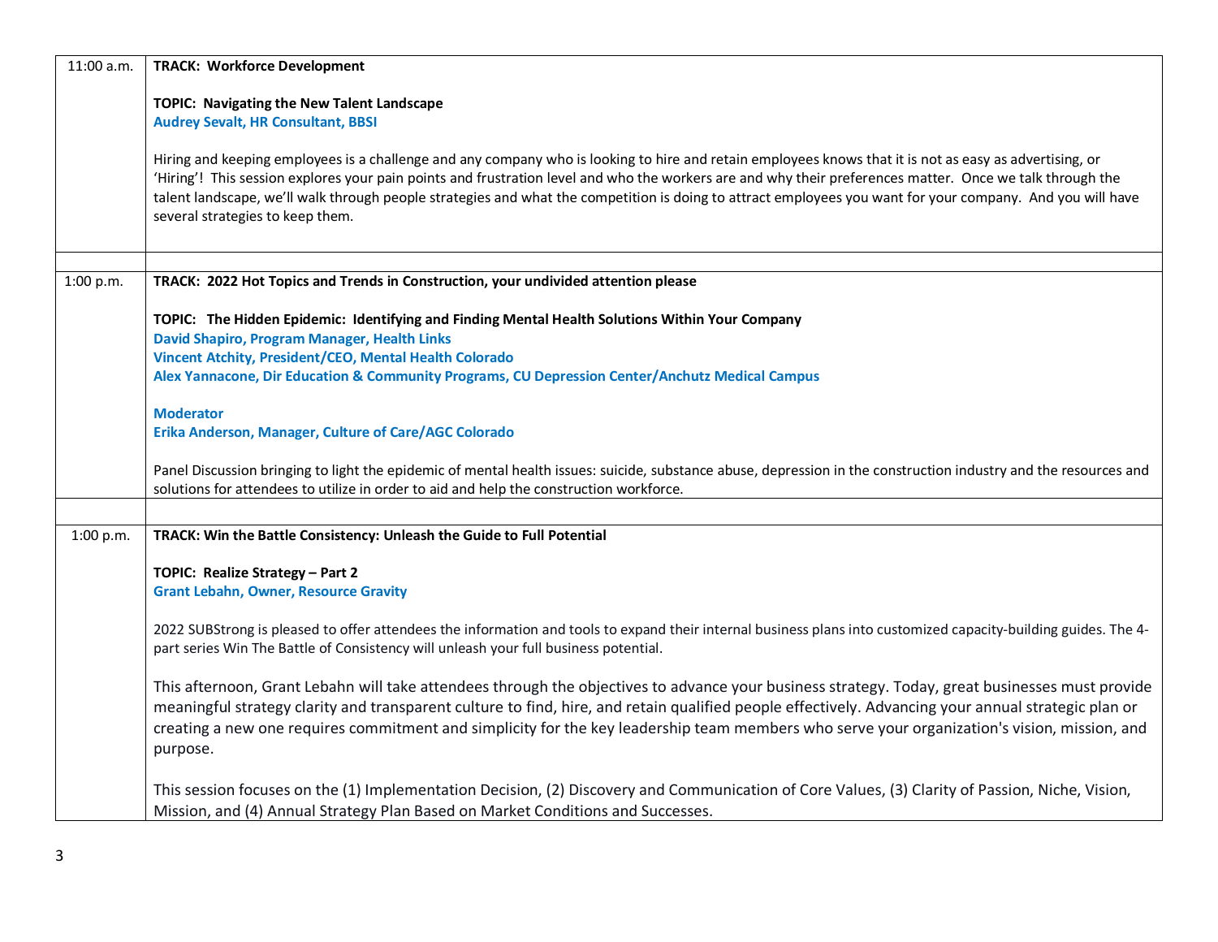| | |
|---|---|
| 11:00 a.m. | **TRACK: Workforce Development**<br><br>**TOPIC: Navigating the New Talent Landscape**<br>**Audrey Sevalt, HR Consultant, BBSI**<br><br>Hiring and keeping employees is a challenge and any company who is looking to hire and retain employees knows that it is not as easy as advertising, or 'Hiring'! This session explores your pain points and frustration level and who the workers are and why their preferences matter. Once we talk through the talent landscape, we'll walk through people strategies and what the competition is doing to attract employees you want for your company. And you will have several strategies to keep them. |
| | |
| 1:00 p.m. | **TRACK: 2022 Hot Topics and Trends in Construction, your undivided attention please**<br><br>**TOPIC: The Hidden Epidemic: Identifying and Finding Mental Health Solutions Within Your Company**<br>**David Shapiro, Program Manager, Health Links**<br>**Vincent Atchity, President/CEO, Mental Health Colorado**<br>**Alex Yannacone, Dir Education & Community Programs, CU Depression Center/Anchutz Medical Campus**<br><br>**Moderator**<br>**Erika Anderson, Manager, Culture of Care/AGC Colorado**<br><br>Panel Discussion bringing to light the epidemic of mental health issues: suicide, substance abuse, depression in the construction industry and the resources and solutions for attendees to utilize in order to aid and help the construction workforce. |
| | |
| 1:00 p.m. | **TRACK: Win the Battle Consistency: Unleash the Guide to Full Potential**<br><br>**TOPIC: Realize Strategy – Part 2**<br>**Grant Lebahn, Owner, Resource Gravity**<br><br>2022 SUBStrong is pleased to offer attendees the information and tools to expand their internal business plans into customized capacity-building guides. The 4-part series Win The Battle of Consistency will unleash your full business potential.<br><br>This afternoon, Grant Lebahn will take attendees through the objectives to advance your business strategy. Today, great businesses must provide meaningful strategy clarity and transparent culture to find, hire, and retain qualified people effectively. Advancing your annual strategic plan or creating a new one requires commitment and simplicity for the key leadership team members who serve your organization's vision, mission, and purpose.<br><br>This session focuses on the (1) Implementation Decision, (2) Discovery and Communication of Core Values, (3) Clarity of Passion, Niche, Vision, Mission, and (4) Annual Strategy Plan Based on Market Conditions and Successes. |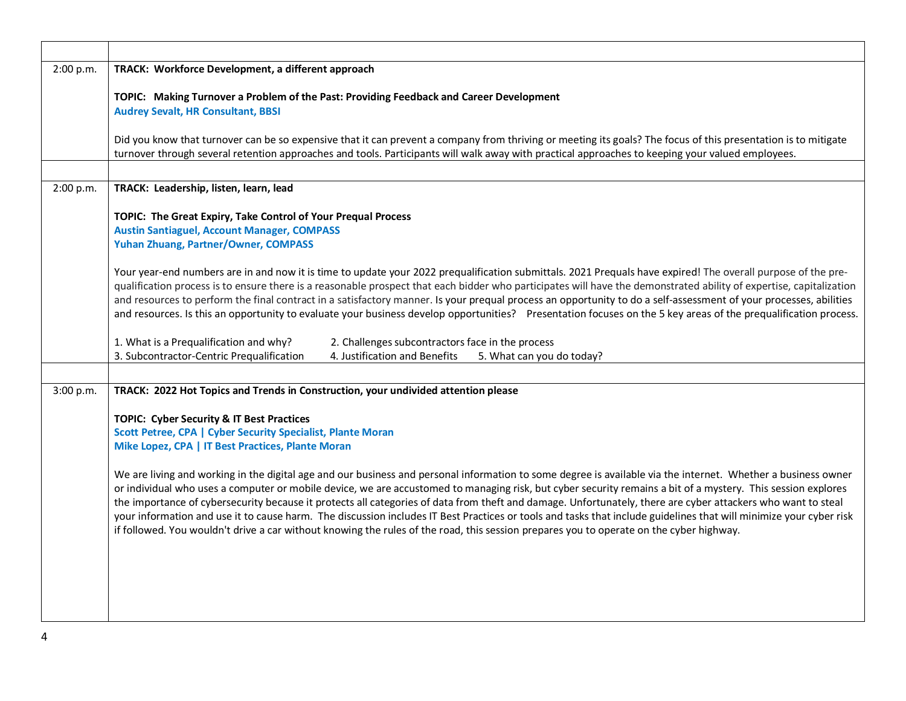| | |
|---|---|
| 2:00 p.m. | **TRACK: Workforce Development, a different approach**<br><br>**TOPIC: Making Turnover a Problem of the Past: Providing Feedback and Career Development**<br>**Audrey Sevalt, HR Consultant, BBSI**<br><br>Did you know that turnover can be so expensive that it can prevent a company from thriving or meeting its goals? The focus of this presentation is to mitigate turnover through several retention approaches and tools. Participants will walk away with practical approaches to keeping your valued employees. |
| | |
| 2:00 p.m. | **TRACK: Leadership, listen, learn, lead**<br><br>**TOPIC: The Great Expiry, Take Control of Your Prequal Process**<br>**Austin Santiaguel, Account Manager, COMPASS**<br>**Yuhan Zhuang, Partner/Owner, COMPASS**<br><br>Your year-end numbers are in and now it is time to update your 2022 prequalification submittals. 2021 Prequals have expired! The overall purpose of the pre-qualification process is to ensure there is a reasonable prospect that each bidder who participates will have the demonstrated ability of expertise, capitalization and resources to perform the final contract in a satisfactory manner. Is your prequal process an opportunity to do a self-assessment of your processes, abilities and resources. Is this an opportunity to evaluate your business develop opportunities? Presentation focuses on the 5 key areas of the prequalification process.<br><br>1. What is a Prequalification and why? 2. Challenges subcontractors face in the process<br>3. Subcontractor-Centric Prequalification 4. Justification and Benefits 5. What can you do today? |
| | |
| 3:00 p.m. | **TRACK: 2022 Hot Topics and Trends in Construction, your undivided attention please**<br><br>**TOPIC: Cyber Security & IT Best Practices**<br>**Scott Petree, CPA \| Cyber Security Specialist, Plante Moran**<br>**Mike Lopez, CPA \| IT Best Practices, Plante Moran**<br><br>We are living and working in the digital age and our business and personal information to some degree is available via the internet. Whether a business owner or individual who uses a computer or mobile device, we are accustomed to managing risk, but cyber security remains a bit of a mystery. This session explores the importance of cybersecurity because it protects all categories of data from theft and damage. Unfortunately, there are cyber attackers who want to steal your information and use it to cause harm. The discussion includes IT Best Practices or tools and tasks that include guidelines that will minimize your cyber risk if followed. You wouldn't drive a car without knowing the rules of the road, this session prepares you to operate on the cyber highway. |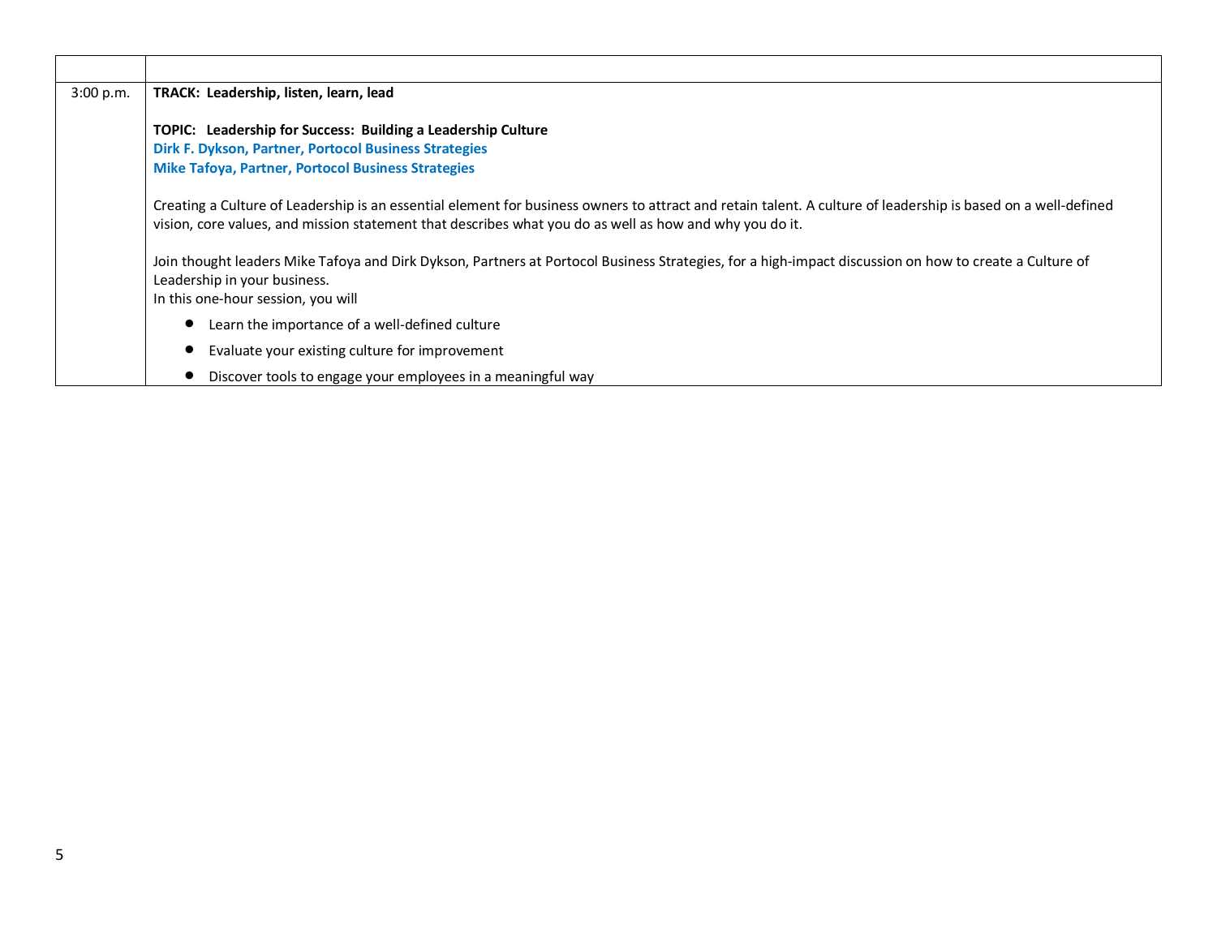| | |
|---|---|
| 3:00 p.m. | **TRACK: Leadership, listen, learn, lead**<br><br>**TOPIC: Leadership for Success: Building a Leadership Culture**<br>**Dirk F. Dykson, Partner, Portocol Business Strategies**<br>**Mike Tafoya, Partner, Portocol Business Strategies**<br><br>Creating a Culture of Leadership is an essential element for business owners to attract and retain talent. A culture of leadership is based on a well-defined vision, core values, and mission statement that describes what you do as well as how and why you do it.<br><br>Join thought leaders Mike Tafoya and Dirk Dykson, Partners at Portocol Business Strategies, for a high-impact discussion on how to create a Culture of Leadership in your business.<br>In this one-hour session, you will<br>• Learn the importance of a well-defined culture<br>• Evaluate your existing culture for improvement<br>• Discover tools to engage your employees in a meaningful way |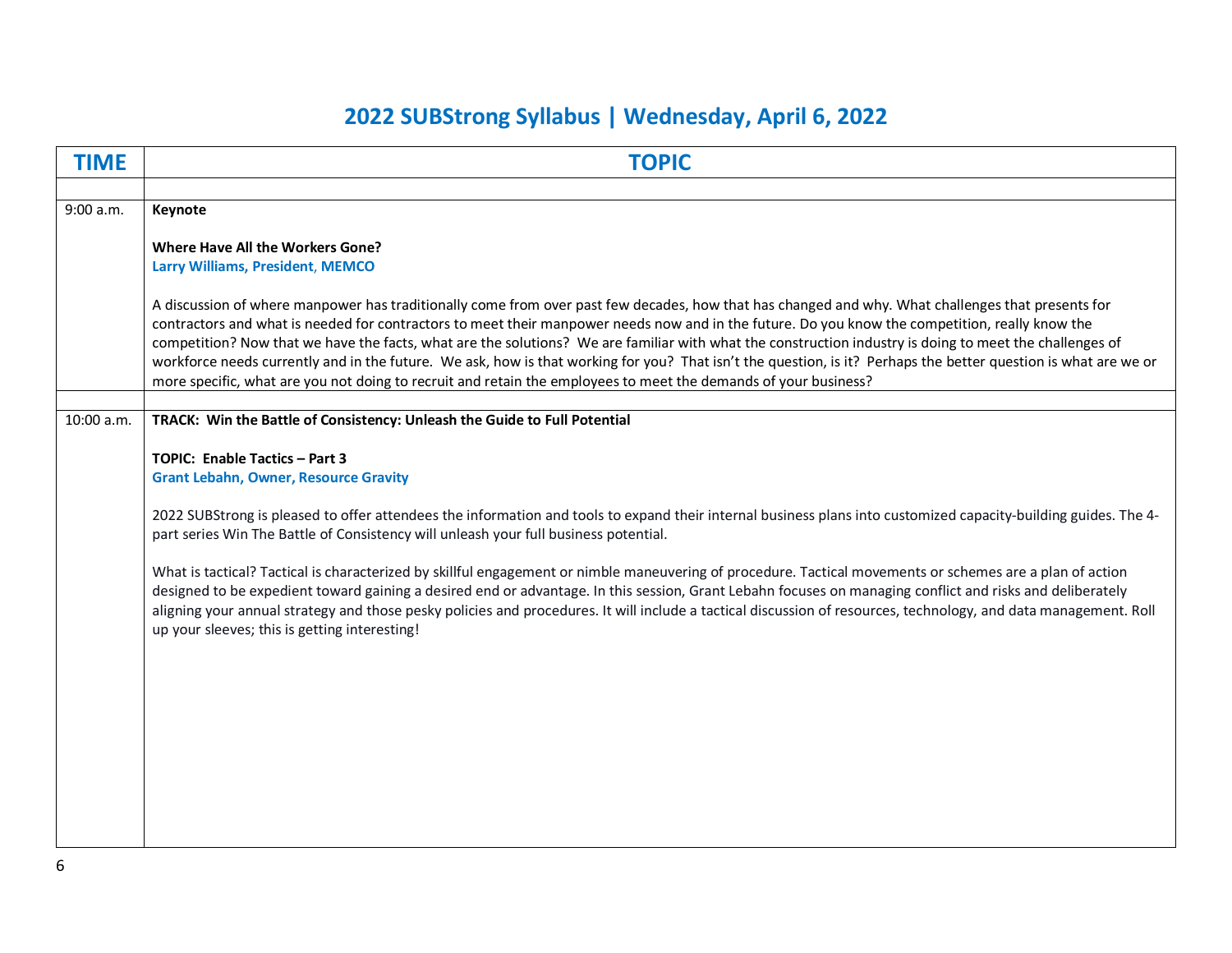# 2022 SUBStrong Syllabus | Wednesday, April 6, 2022

| TIME | TOPIC |
|---|---|
| | |
| 9:00 a.m. | **Keynote**<br><br>**Where Have All the Workers Gone?**<br>**Larry Williams, President, MEMCO**<br><br>A discussion of where manpower has traditionally come from over past few decades, how that has changed and why. What challenges that presents for contractors and what is needed for contractors to meet their manpower needs now and in the future. Do you know the competition, really know the competition? Now that we have the facts, what are the solutions? We are familiar with what the construction industry is doing to meet the challenges of workforce needs currently and in the future. We ask, how is that working for you? That isn't the question, is it? Perhaps the better question is what are we or more specific, what are you not doing to recruit and retain the employees to meet the demands of your business? |
| | |
| 10:00 a.m. | **TRACK: Win the Battle of Consistency: Unleash the Guide to Full Potential**<br><br>**TOPIC: Enable Tactics – Part 3**<br>**Grant Lebahn, Owner, Resource Gravity**<br><br>2022 SUBStrong is pleased to offer attendees the information and tools to expand their internal business plans into customized capacity-building guides. The 4-part series Win The Battle of Consistency will unleash your full business potential.<br><br>What is tactical? Tactical is characterized by skillful engagement or nimble maneuvering of procedure. Tactical movements or schemes are a plan of action designed to be expedient toward gaining a desired end or advantage. In this session, Grant Lebahn focuses on managing conflict and risks and deliberately aligning your annual strategy and those pesky policies and procedures. It will include a tactical discussion of resources, technology, and data management. Roll up your sleeves; this is getting interesting! |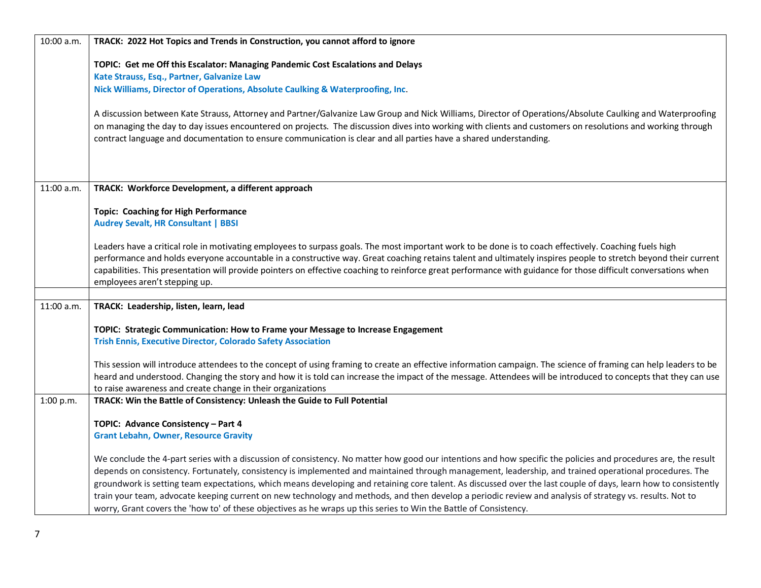| | |
|---|---|
| 10:00 a.m. | **TRACK: 2022 Hot Topics and Trends in Construction, you cannot afford to ignore**<br><br>**TOPIC: Get me Off this Escalator: Managing Pandemic Cost Escalations and Delays**<br>**Kate Strauss, Esq., Partner, Galvanize Law**<br>**Nick Williams, Director of Operations, Absolute Caulking & Waterproofing, Inc**.<br><br>A discussion between Kate Strauss, Attorney and Partner/Galvanize Law Group and Nick Williams, Director of Operations/Absolute Caulking and Waterproofing on managing the day to day issues encountered on projects. The discussion dives into working with clients and customers on resolutions and working through contract language and documentation to ensure communication is clear and all parties have a shared understanding. |
| 11:00 a.m. | **TRACK: Workforce Development, a different approach**<br><br>**Topic: Coaching for High Performance**<br>**Audrey Sevalt, HR Consultant \| BBSI**<br><br>Leaders have a critical role in motivating employees to surpass goals. The most important work to be done is to coach effectively. Coaching fuels high performance and holds everyone accountable in a constructive way. Great coaching retains talent and ultimately inspires people to stretch beyond their current capabilities. This presentation will provide pointers on effective coaching to reinforce great performance with guidance for those difficult conversations when employees aren't stepping up. |
| | |
| 11:00 a.m. | **TRACK: Leadership, listen, learn, lead**<br><br>**TOPIC: Strategic Communication: How to Frame your Message to Increase Engagement**<br>**Trish Ennis, Executive Director, Colorado Safety Association**<br><br>This session will introduce attendees to the concept of using framing to create an effective information campaign. The science of framing can help leaders to be heard and understood. Changing the story and how it is told can increase the impact of the message. Attendees will be introduced to concepts that they can use to raise awareness and create change in their organizations |
| 1:00 p.m. | **TRACK: Win the Battle of Consistency: Unleash the Guide to Full Potential**<br><br>**TOPIC: Advance Consistency – Part 4**<br>**Grant Lebahn, Owner, Resource Gravity**<br><br>We conclude the 4-part series with a discussion of consistency. No matter how good our intentions and how specific the policies and procedures are, the result depends on consistency. Fortunately, consistency is implemented and maintained through management, leadership, and trained operational procedures. The groundwork is setting team expectations, which means developing and retaining core talent. As discussed over the last couple of days, learn how to consistently train your team, advocate keeping current on new technology and methods, and then develop a periodic review and analysis of strategy vs. results. Not to worry, Grant covers the 'how to' of these objectives as he wraps up this series to Win the Battle of Consistency. |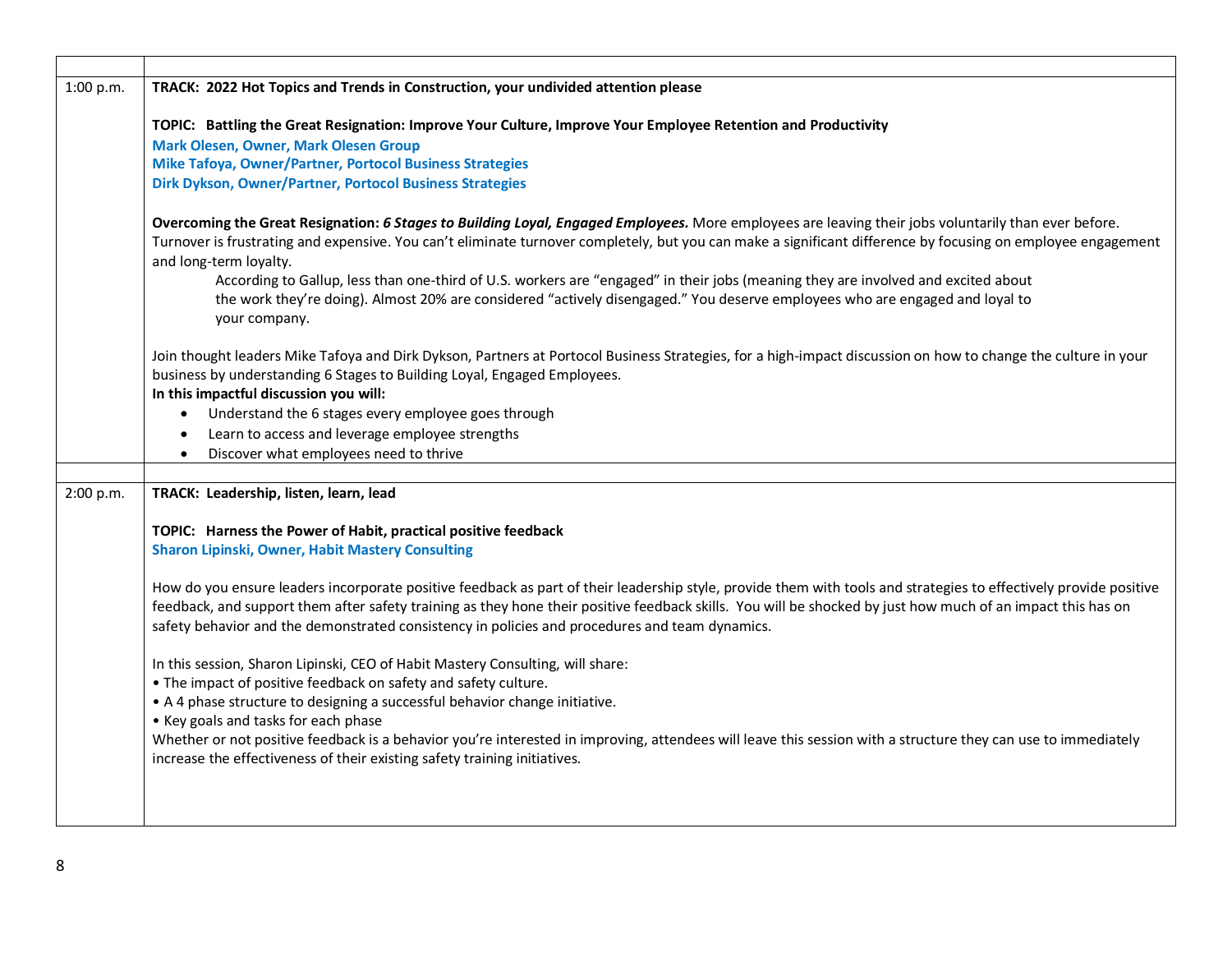| | |
|---|---|
| 1:00 p.m. | **TRACK: 2022 Hot Topics and Trends in Construction, your undivided attention please**<br><br>**TOPIC: Battling the Great Resignation: Improve Your Culture, Improve Your Employee Retention and Productivity**<br>**Mark Olesen, Owner, Mark Olesen Group**<br>**Mike Tafoya, Owner/Partner, Portocol Business Strategies**<br>**Dirk Dykson, Owner/Partner, Portocol Business Strategies**<br><br>**Overcoming the Great Resignation: *6 Stages to Building Loyal, Engaged Employees.*** More employees are leaving their jobs voluntarily than ever before. Turnover is frustrating and expensive. You can't eliminate turnover completely, but you can make a significant difference by focusing on employee engagement and long-term loyalty.<br>According to Gallup, less than one-third of U.S. workers are "engaged" in their jobs (meaning they are involved and excited about the work they're doing). Almost 20% are considered "actively disengaged." You deserve employees who are engaged and loyal to your company.<br><br>Join thought leaders Mike Tafoya and Dirk Dykson, Partners at Portocol Business Strategies, for a high-impact discussion on how to change the culture in your business by understanding 6 Stages to Building Loyal, Engaged Employees.<br>**In this impactful discussion you will:**<br>• Understand the 6 stages every employee goes through<br>• Learn to access and leverage employee strengths<br>• Discover what employees need to thrive |
| | |
| 2:00 p.m. | **TRACK: Leadership, listen, learn, lead**<br><br>**TOPIC: Harness the Power of Habit, practical positive feedback**<br>**Sharon Lipinski, Owner, Habit Mastery Consulting**<br><br>How do you ensure leaders incorporate positive feedback as part of their leadership style, provide them with tools and strategies to effectively provide positive feedback, and support them after safety training as they hone their positive feedback skills. You will be shocked by just how much of an impact this has on safety behavior and the demonstrated consistency in policies and procedures and team dynamics.<br><br>In this session, Sharon Lipinski, CEO of Habit Mastery Consulting, will share:<br>• The impact of positive feedback on safety and safety culture.<br>• A 4 phase structure to designing a successful behavior change initiative.<br>• Key goals and tasks for each phase<br>Whether or not positive feedback is a behavior you're interested in improving, attendees will leave this session with a structure they can use to immediately increase the effectiveness of their existing safety training initiatives. |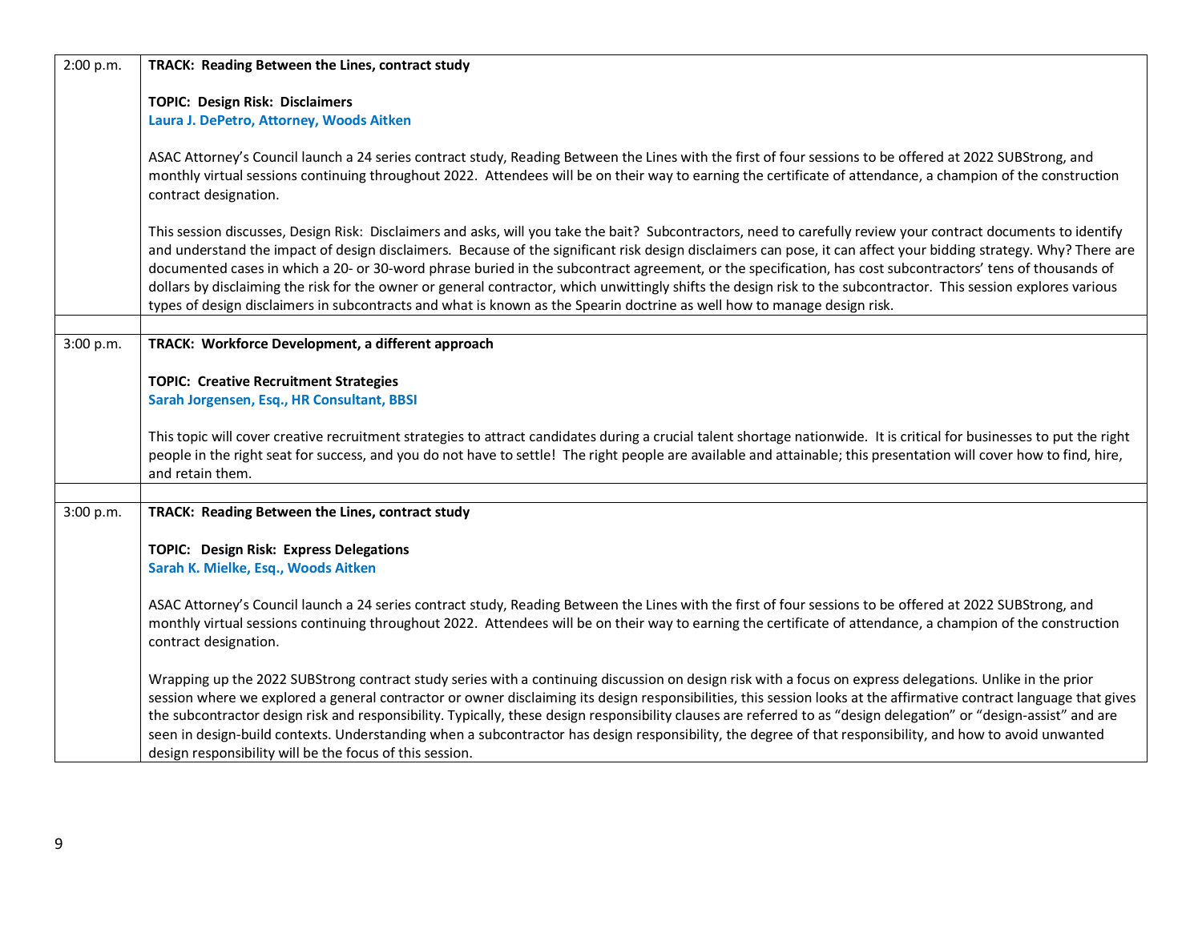| | |
|---|---|
| 2:00 p.m. | **TRACK: Reading Between the Lines, contract study**<br><br>**TOPIC: Design Risk: Disclaimers**<br>**Laura J. DePetro, Attorney, Woods Aitken**<br><br>ASAC Attorney's Council launch a 24 series contract study, Reading Between the Lines with the first of four sessions to be offered at 2022 SUBStrong, and monthly virtual sessions continuing throughout 2022. Attendees will be on their way to earning the certificate of attendance, a champion of the construction contract designation.<br><br>This session discusses, Design Risk: Disclaimers and asks, will you take the bait? Subcontractors, need to carefully review your contract documents to identify and understand the impact of design disclaimers. Because of the significant risk design disclaimers can pose, it can affect your bidding strategy. Why? There are documented cases in which a 20- or 30-word phrase buried in the subcontract agreement, or the specification, has cost subcontractors' tens of thousands of dollars by disclaiming the risk for the owner or general contractor, which unwittingly shifts the design risk to the subcontractor. This session explores various types of design disclaimers in subcontracts and what is known as the Spearin doctrine as well how to manage design risk. |
| | |
| 3:00 p.m. | **TRACK: Workforce Development, a different approach**<br><br>**TOPIC: Creative Recruitment Strategies**<br>**Sarah Jorgensen, Esq., HR Consultant, BBSI**<br><br>This topic will cover creative recruitment strategies to attract candidates during a crucial talent shortage nationwide. It is critical for businesses to put the right people in the right seat for success, and you do not have to settle! The right people are available and attainable; this presentation will cover how to find, hire, and retain them. |
| | |
| 3:00 p.m. | **TRACK: Reading Between the Lines, contract study**<br><br>**TOPIC: Design Risk: Express Delegations**<br>**Sarah K. Mielke, Esq., Woods Aitken**<br><br>ASAC Attorney's Council launch a 24 series contract study, Reading Between the Lines with the first of four sessions to be offered at 2022 SUBStrong, and monthly virtual sessions continuing throughout 2022. Attendees will be on their way to earning the certificate of attendance, a champion of the construction contract designation.<br><br>Wrapping up the 2022 SUBStrong contract study series with a continuing discussion on design risk with a focus on express delegations. Unlike in the prior session where we explored a general contractor or owner disclaiming its design responsibilities, this session looks at the affirmative contract language that gives the subcontractor design risk and responsibility. Typically, these design responsibility clauses are referred to as "design delegation" or "design-assist" and are seen in design-build contexts. Understanding when a subcontractor has design responsibility, the degree of that responsibility, and how to avoid unwanted design responsibility will be the focus of this session. |